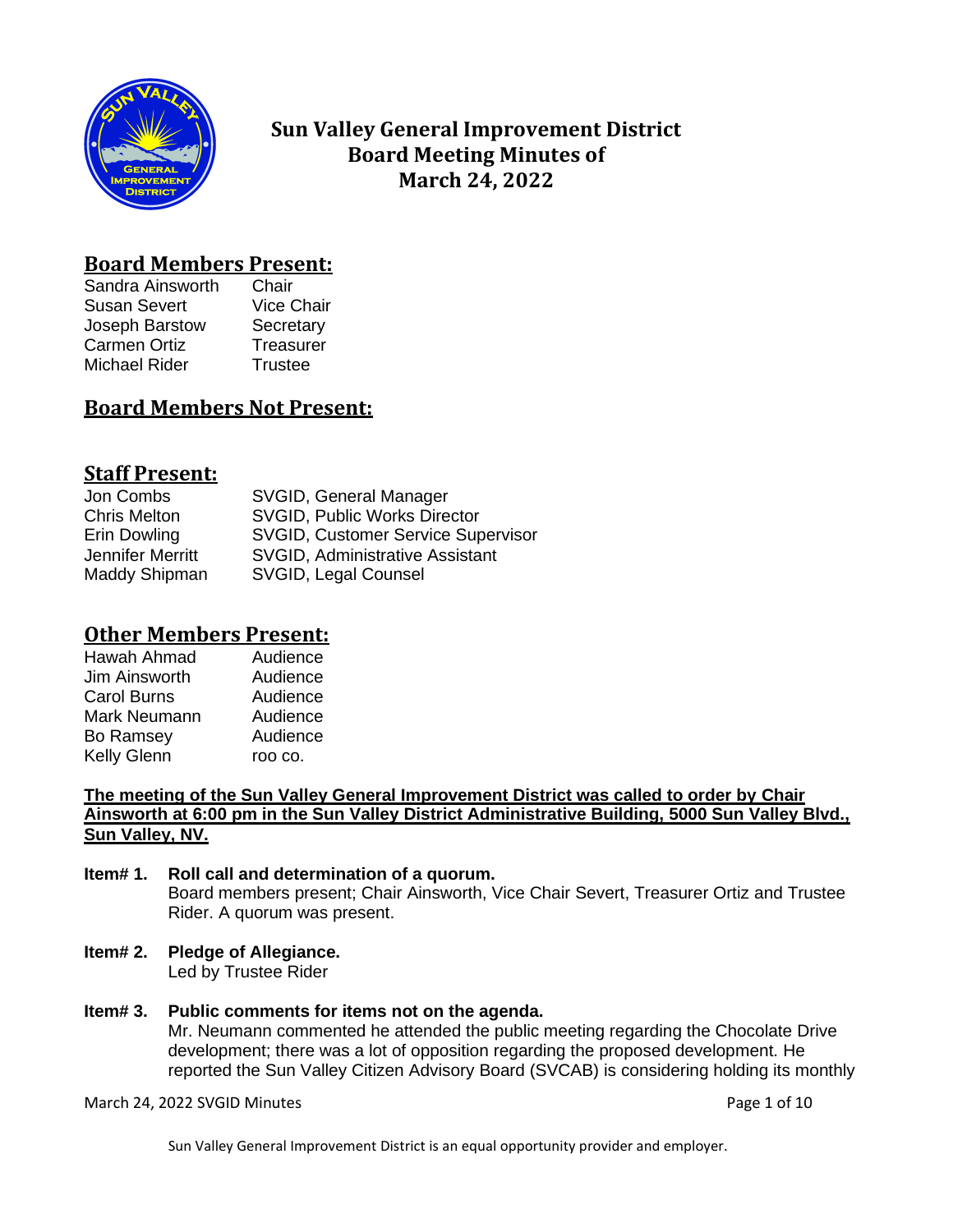# Sun Valley General Improvement District Board Meeting Minutes of March 24, 2022

## Board Members Present:

| | |
|---|---|
| Sandra Ainsworth | Chair |
| Susan Severt | Vice Chair |
| Joseph Barstow | Secretary |
| Carmen Ortiz | Treasurer |
| Michael Rider | Trustee |

## Board Members Not Present:

## Staff Present:

| | |
|---|---|
| Jon Combs | SVGID, General Manager |
| Chris Melton | SVGID, Public Works Director |
| Erin Dowling | SVGID, Customer Service Supervisor |
| Jennifer Merritt | SVGID, Administrative Assistant |
| Maddy Shipman | SVGID, Legal Counsel |

## Other Members Present:

| | |
|---|---|
| Hawah Ahmad | Audience |
| Jim Ainsworth | Audience |
| Carol Burns | Audience |
| Mark Neumann | Audience |
| Bo Ramsey | Audience |
| Kelly Glenn | roo co. |

**The meeting of the Sun Valley General Improvement District was called to order by Chair Ainsworth at 6:00 pm in the Sun Valley District Administrative Building, 5000 Sun Valley Blvd., Sun Valley, NV.**

**Item# 1. Roll call and determination of a quorum.**
Board members present; Chair Ainsworth, Vice Chair Severt, Treasurer Ortiz and Trustee Rider. A quorum was present.

**Item# 2. Pledge of Allegiance.**
Led by Trustee Rider

**Item# 3. Public comments for items not on the agenda.**
Mr. Neumann commented he attended the public meeting regarding the Chocolate Drive development; there was a lot of opposition regarding the proposed development. He reported the Sun Valley Citizen Advisory Board (SVCAB) is considering holding its monthly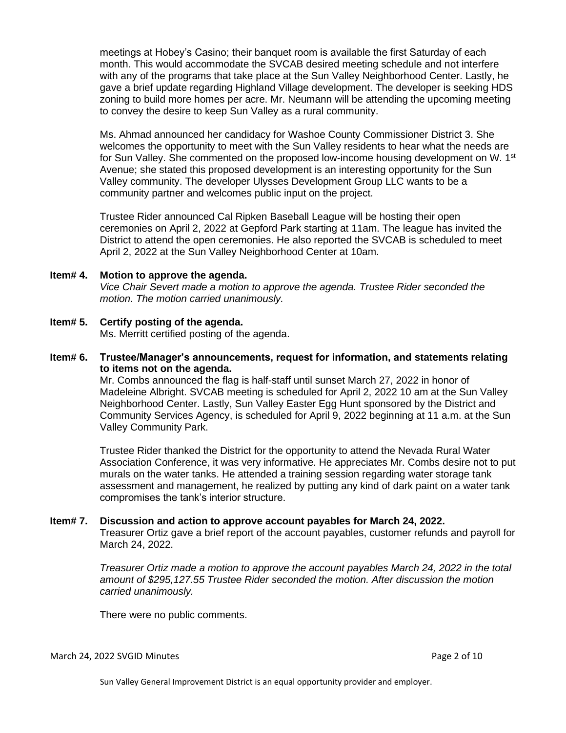meetings at Hobey's Casino; their banquet room is available the first Saturday of each month. This would accommodate the SVCAB desired meeting schedule and not interfere with any of the programs that take place at the Sun Valley Neighborhood Center. Lastly, he gave a brief update regarding Highland Village development. The developer is seeking HDS zoning to build more homes per acre. Mr. Neumann will be attending the upcoming meeting to convey the desire to keep Sun Valley as a rural community.

Ms. Ahmad announced her candidacy for Washoe County Commissioner District 3. She welcomes the opportunity to meet with the Sun Valley residents to hear what the needs are for Sun Valley. She commented on the proposed low-income housing development on W. 1st Avenue; she stated this proposed development is an interesting opportunity for the Sun Valley community. The developer Ulysses Development Group LLC wants to be a community partner and welcomes public input on the project.

Trustee Rider announced Cal Ripken Baseball League will be hosting their open ceremonies on April 2, 2022 at Gepford Park starting at 11am. The league has invited the District to attend the open ceremonies. He also reported the SVCAB is scheduled to meet April 2, 2022 at the Sun Valley Neighborhood Center at 10am.

**Item# 4. Motion to approve the agenda.**

*Vice Chair Severt made a motion to approve the agenda. Trustee Rider seconded the motion. The motion carried unanimously.*

**Item# 5. Certify posting of the agenda.**

Ms. Merritt certified posting of the agenda.

**Item# 6. Trustee/Manager's announcements, request for information, and statements relating to items not on the agenda.**

Mr. Combs announced the flag is half-staff until sunset March 27, 2022 in honor of Madeleine Albright. SVCAB meeting is scheduled for April 2, 2022 10 am at the Sun Valley Neighborhood Center. Lastly, Sun Valley Easter Egg Hunt sponsored by the District and Community Services Agency, is scheduled for April 9, 2022 beginning at 11 a.m. at the Sun Valley Community Park.

Trustee Rider thanked the District for the opportunity to attend the Nevada Rural Water Association Conference, it was very informative. He appreciates Mr. Combs desire not to put murals on the water tanks. He attended a training session regarding water storage tank assessment and management, he realized by putting any kind of dark paint on a water tank compromises the tank's interior structure.

**Item# 7. Discussion and action to approve account payables for March 24, 2022.**

Treasurer Ortiz gave a brief report of the account payables, customer refunds and payroll for March 24, 2022.

*Treasurer Ortiz made a motion to approve the account payables March 24, 2022 in the total amount of $295,127.55 Trustee Rider seconded the motion. After discussion the motion carried unanimously.*

There were no public comments.

Sun Valley General Improvement District is an equal opportunity provider and employer.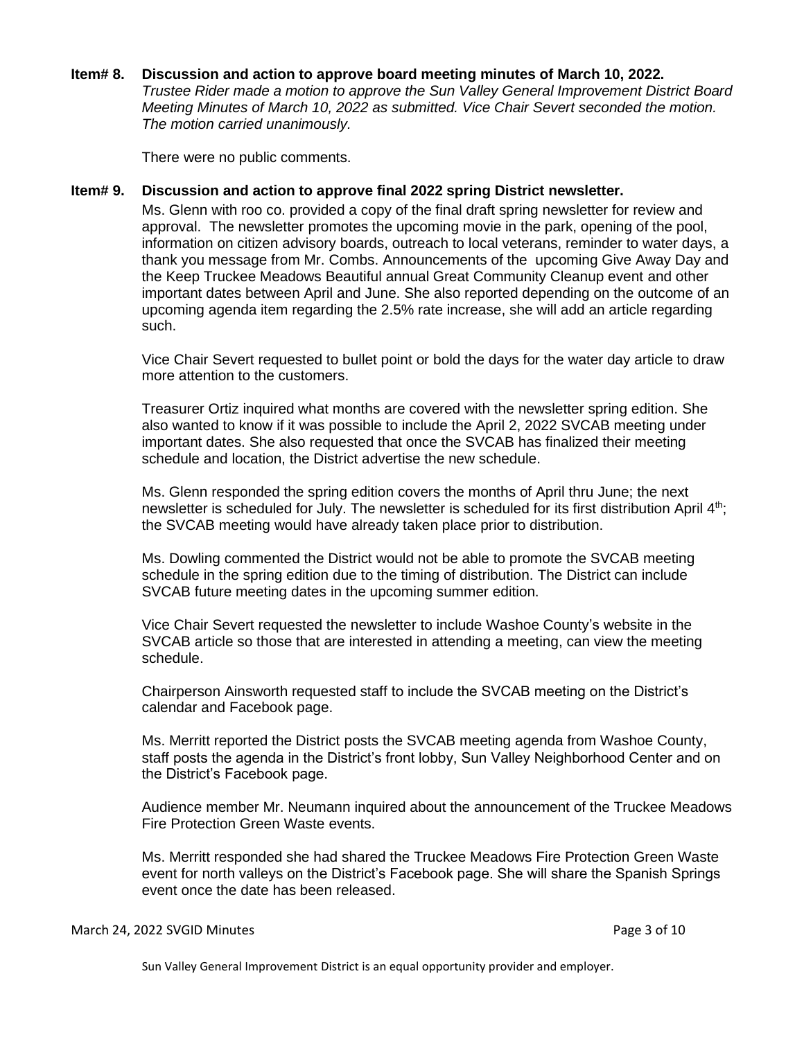**Item# 8. Discussion and action to approve board meeting minutes of March 10, 2022.**

*Trustee Rider made a motion to approve the Sun Valley General Improvement District Board Meeting Minutes of March 10, 2022 as submitted. Vice Chair Severt seconded the motion. The motion carried unanimously.*

There were no public comments.

**Item# 9. Discussion and action to approve final 2022 spring District newsletter.**

Ms. Glenn with roo co. provided a copy of the final draft spring newsletter for review and approval. The newsletter promotes the upcoming movie in the park, opening of the pool, information on citizen advisory boards, outreach to local veterans, reminder to water days, a thank you message from Mr. Combs. Announcements of the upcoming Give Away Day and the Keep Truckee Meadows Beautiful annual Great Community Cleanup event and other important dates between April and June. She also reported depending on the outcome of an upcoming agenda item regarding the 2.5% rate increase, she will add an article regarding such.

Vice Chair Severt requested to bullet point or bold the days for the water day article to draw more attention to the customers.

Treasurer Ortiz inquired what months are covered with the newsletter spring edition. She also wanted to know if it was possible to include the April 2, 2022 SVCAB meeting under important dates. She also requested that once the SVCAB has finalized their meeting schedule and location, the District advertise the new schedule.

Ms. Glenn responded the spring edition covers the months of April thru June; the next newsletter is scheduled for July. The newsletter is scheduled for its first distribution April 4th; the SVCAB meeting would have already taken place prior to distribution.

Ms. Dowling commented the District would not be able to promote the SVCAB meeting schedule in the spring edition due to the timing of distribution. The District can include SVCAB future meeting dates in the upcoming summer edition.

Vice Chair Severt requested the newsletter to include Washoe County's website in the SVCAB article so those that are interested in attending a meeting, can view the meeting schedule.

Chairperson Ainsworth requested staff to include the SVCAB meeting on the District's calendar and Facebook page.

Ms. Merritt reported the District posts the SVCAB meeting agenda from Washoe County, staff posts the agenda in the District's front lobby, Sun Valley Neighborhood Center and on the District's Facebook page.

Audience member Mr. Neumann inquired about the announcement of the Truckee Meadows Fire Protection Green Waste events.

Ms. Merritt responded she had shared the Truckee Meadows Fire Protection Green Waste event for north valleys on the District's Facebook page. She will share the Spanish Springs event once the date has been released.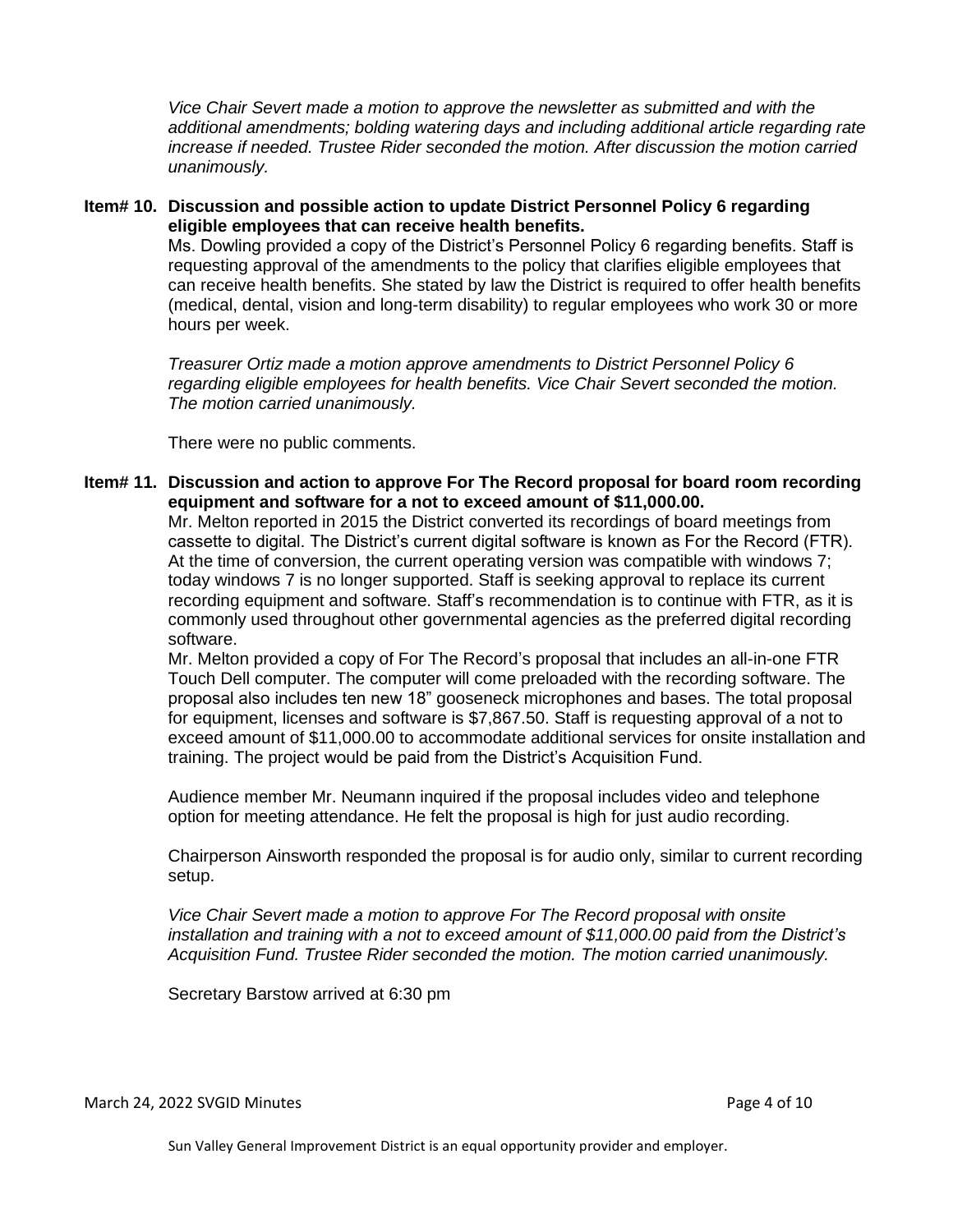*Vice Chair Severt made a motion to approve the newsletter as submitted and with the additional amendments; bolding watering days and including additional article regarding rate increase if needed. Trustee Rider seconded the motion. After discussion the motion carried unanimously.*

**Item# 10. Discussion and possible action to update District Personnel Policy 6 regarding eligible employees that can receive health benefits.**

Ms. Dowling provided a copy of the District's Personnel Policy 6 regarding benefits. Staff is requesting approval of the amendments to the policy that clarifies eligible employees that can receive health benefits. She stated by law the District is required to offer health benefits (medical, dental, vision and long-term disability) to regular employees who work 30 or more hours per week.

*Treasurer Ortiz made a motion approve amendments to District Personnel Policy 6 regarding eligible employees for health benefits. Vice Chair Severt seconded the motion. The motion carried unanimously.*

There were no public comments.

**Item# 11. Discussion and action to approve For The Record proposal for board room recording equipment and software for a not to exceed amount of $11,000.00.**

Mr. Melton reported in 2015 the District converted its recordings of board meetings from cassette to digital. The District's current digital software is known as For the Record (FTR). At the time of conversion, the current operating version was compatible with windows 7; today windows 7 is no longer supported. Staff is seeking approval to replace its current recording equipment and software. Staff's recommendation is to continue with FTR, as it is commonly used throughout other governmental agencies as the preferred digital recording software.

Mr. Melton provided a copy of For The Record's proposal that includes an all-in-one FTR Touch Dell computer. The computer will come preloaded with the recording software. The proposal also includes ten new 18" gooseneck microphones and bases. The total proposal for equipment, licenses and software is $7,867.50. Staff is requesting approval of a not to exceed amount of $11,000.00 to accommodate additional services for onsite installation and training. The project would be paid from the District's Acquisition Fund.

Audience member Mr. Neumann inquired if the proposal includes video and telephone option for meeting attendance. He felt the proposal is high for just audio recording.

Chairperson Ainsworth responded the proposal is for audio only, similar to current recording setup.

*Vice Chair Severt made a motion to approve For The Record proposal with onsite installation and training with a not to exceed amount of $11,000.00 paid from the District's Acquisition Fund. Trustee Rider seconded the motion. The motion carried unanimously.*

Secretary Barstow arrived at 6:30 pm

Sun Valley General Improvement District is an equal opportunity provider and employer.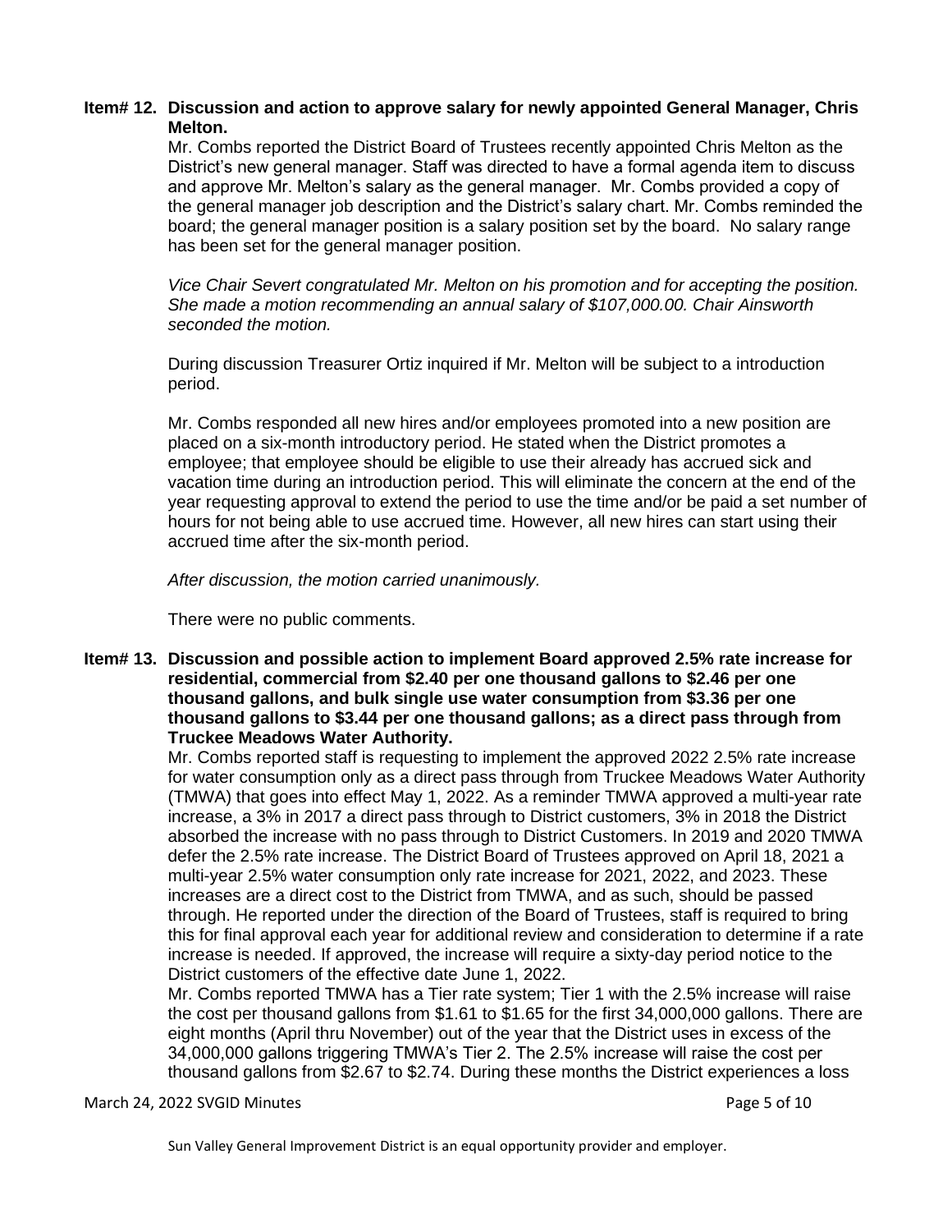**Item# 12. Discussion and action to approve salary for newly appointed General Manager, Chris Melton.**

Mr. Combs reported the District Board of Trustees recently appointed Chris Melton as the District's new general manager. Staff was directed to have a formal agenda item to discuss and approve Mr. Melton's salary as the general manager. Mr. Combs provided a copy of the general manager job description and the District's salary chart. Mr. Combs reminded the board; the general manager position is a salary position set by the board. No salary range has been set for the general manager position.

*Vice Chair Severt congratulated Mr. Melton on his promotion and for accepting the position. She made a motion recommending an annual salary of $107,000.00. Chair Ainsworth seconded the motion.*

During discussion Treasurer Ortiz inquired if Mr. Melton will be subject to a introduction period.

Mr. Combs responded all new hires and/or employees promoted into a new position are placed on a six-month introductory period. He stated when the District promotes a employee; that employee should be eligible to use their already has accrued sick and vacation time during an introduction period. This will eliminate the concern at the end of the year requesting approval to extend the period to use the time and/or be paid a set number of hours for not being able to use accrued time. However, all new hires can start using their accrued time after the six-month period.

*After discussion, the motion carried unanimously.*

There were no public comments.

**Item# 13. Discussion and possible action to implement Board approved 2.5% rate increase for residential, commercial from $2.40 per one thousand gallons to $2.46 per one thousand gallons, and bulk single use water consumption from $3.36 per one thousand gallons to $3.44 per one thousand gallons; as a direct pass through from Truckee Meadows Water Authority.**

Mr. Combs reported staff is requesting to implement the approved 2022 2.5% rate increase for water consumption only as a direct pass through from Truckee Meadows Water Authority (TMWA) that goes into effect May 1, 2022. As a reminder TMWA approved a multi-year rate increase, a 3% in 2017 a direct pass through to District customers, 3% in 2018 the District absorbed the increase with no pass through to District Customers. In 2019 and 2020 TMWA defer the 2.5% rate increase. The District Board of Trustees approved on April 18, 2021 a multi-year 2.5% water consumption only rate increase for 2021, 2022, and 2023. These increases are a direct cost to the District from TMWA, and as such, should be passed through. He reported under the direction of the Board of Trustees, staff is required to bring this for final approval each year for additional review and consideration to determine if a rate increase is needed. If approved, the increase will require a sixty-day period notice to the District customers of the effective date June 1, 2022.

Mr. Combs reported TMWA has a Tier rate system; Tier 1 with the 2.5% increase will raise the cost per thousand gallons from $1.61 to $1.65 for the first 34,000,000 gallons. There are eight months (April thru November) out of the year that the District uses in excess of the 34,000,000 gallons triggering TMWA's Tier 2. The 2.5% increase will raise the cost per thousand gallons from $2.67 to $2.74. During these months the District experiences a loss

Sun Valley General Improvement District is an equal opportunity provider and employer.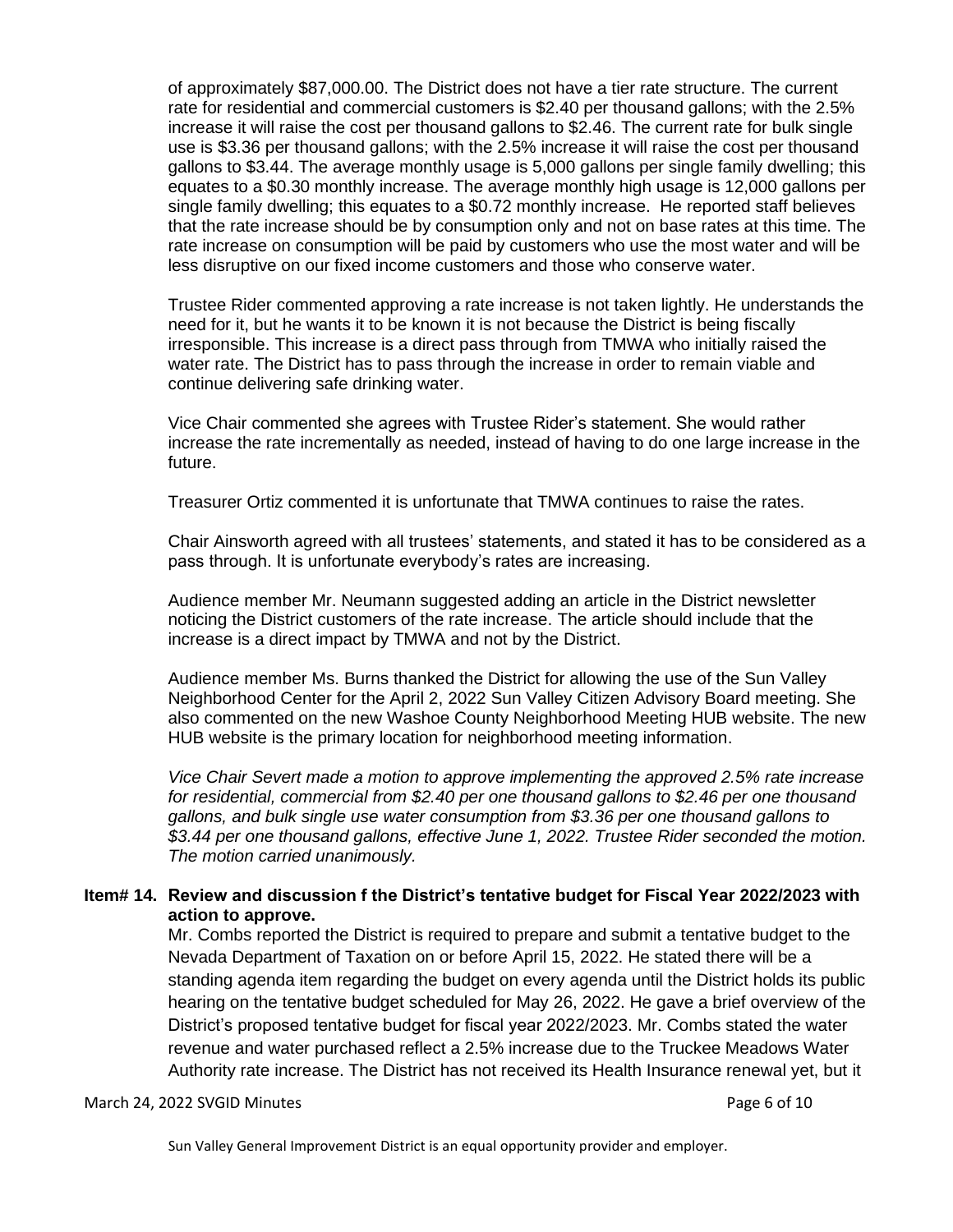of approximately $87,000.00. The District does not have a tier rate structure. The current rate for residential and commercial customers is $2.40 per thousand gallons; with the 2.5% increase it will raise the cost per thousand gallons to $2.46. The current rate for bulk single use is $3.36 per thousand gallons; with the 2.5% increase it will raise the cost per thousand gallons to $3.44. The average monthly usage is 5,000 gallons per single family dwelling; this equates to a $0.30 monthly increase. The average monthly high usage is 12,000 gallons per single family dwelling; this equates to a $0.72 monthly increase. He reported staff believes that the rate increase should be by consumption only and not on base rates at this time. The rate increase on consumption will be paid by customers who use the most water and will be less disruptive on our fixed income customers and those who conserve water.

Trustee Rider commented approving a rate increase is not taken lightly. He understands the need for it, but he wants it to be known it is not because the District is being fiscally irresponsible. This increase is a direct pass through from TMWA who initially raised the water rate. The District has to pass through the increase in order to remain viable and continue delivering safe drinking water.

Vice Chair commented she agrees with Trustee Rider's statement. She would rather increase the rate incrementally as needed, instead of having to do one large increase in the future.

Treasurer Ortiz commented it is unfortunate that TMWA continues to raise the rates.

Chair Ainsworth agreed with all trustees' statements, and stated it has to be considered as a pass through. It is unfortunate everybody's rates are increasing.

Audience member Mr. Neumann suggested adding an article in the District newsletter noticing the District customers of the rate increase. The article should include that the increase is a direct impact by TMWA and not by the District.

Audience member Ms. Burns thanked the District for allowing the use of the Sun Valley Neighborhood Center for the April 2, 2022 Sun Valley Citizen Advisory Board meeting. She also commented on the new Washoe County Neighborhood Meeting HUB website. The new HUB website is the primary location for neighborhood meeting information.

*Vice Chair Severt made a motion to approve implementing the approved 2.5% rate increase for residential, commercial from $2.40 per one thousand gallons to $2.46 per one thousand gallons, and bulk single use water consumption from $3.36 per one thousand gallons to $3.44 per one thousand gallons, effective June 1, 2022. Trustee Rider seconded the motion. The motion carried unanimously.*

**Item# 14. Review and discussion f the District's tentative budget for Fiscal Year 2022/2023 with action to approve.**

Mr. Combs reported the District is required to prepare and submit a tentative budget to the Nevada Department of Taxation on or before April 15, 2022. He stated there will be a standing agenda item regarding the budget on every agenda until the District holds its public hearing on the tentative budget scheduled for May 26, 2022. He gave a brief overview of the District's proposed tentative budget for fiscal year 2022/2023. Mr. Combs stated the water revenue and water purchased reflect a 2.5% increase due to the Truckee Meadows Water Authority rate increase. The District has not received its Health Insurance renewal yet, but it

Sun Valley General Improvement District is an equal opportunity provider and employer.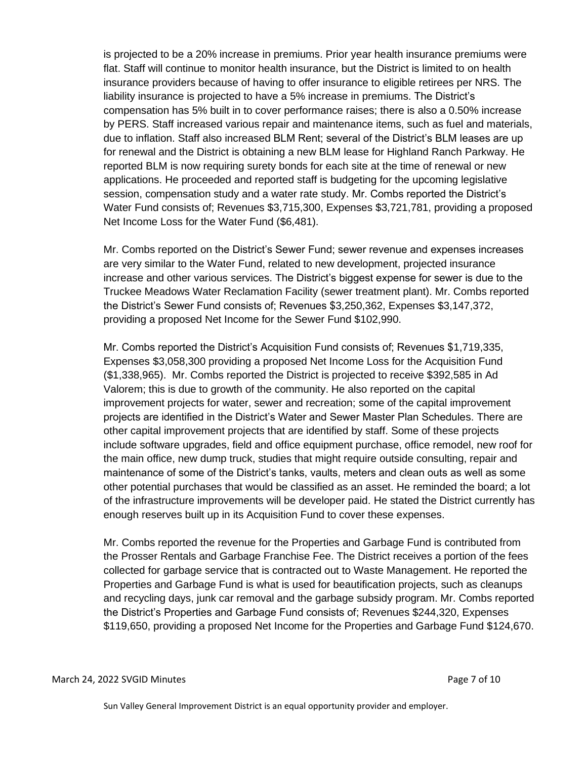is projected to be a 20% increase in premiums. Prior year health insurance premiums were flat. Staff will continue to monitor health insurance, but the District is limited to on health insurance providers because of having to offer insurance to eligible retirees per NRS. The liability insurance is projected to have a 5% increase in premiums. The District's compensation has 5% built in to cover performance raises; there is also a 0.50% increase by PERS. Staff increased various repair and maintenance items, such as fuel and materials, due to inflation. Staff also increased BLM Rent; several of the District's BLM leases are up for renewal and the District is obtaining a new BLM lease for Highland Ranch Parkway. He reported BLM is now requiring surety bonds for each site at the time of renewal or new applications. He proceeded and reported staff is budgeting for the upcoming legislative session, compensation study and a water rate study. Mr. Combs reported the District's Water Fund consists of; Revenues $3,715,300, Expenses $3,721,781, providing a proposed Net Income Loss for the Water Fund ($6,481).

Mr. Combs reported on the District's Sewer Fund; sewer revenue and expenses increases are very similar to the Water Fund, related to new development, projected insurance increase and other various services. The District's biggest expense for sewer is due to the Truckee Meadows Water Reclamation Facility (sewer treatment plant). Mr. Combs reported the District's Sewer Fund consists of; Revenues $3,250,362, Expenses $3,147,372, providing a proposed Net Income for the Sewer Fund $102,990.

Mr. Combs reported the District's Acquisition Fund consists of; Revenues $1,719,335, Expenses $3,058,300 providing a proposed Net Income Loss for the Acquisition Fund ($1,338,965). Mr. Combs reported the District is projected to receive $392,585 in Ad Valorem; this is due to growth of the community. He also reported on the capital improvement projects for water, sewer and recreation; some of the capital improvement projects are identified in the District's Water and Sewer Master Plan Schedules. There are other capital improvement projects that are identified by staff. Some of these projects include software upgrades, field and office equipment purchase, office remodel, new roof for the main office, new dump truck, studies that might require outside consulting, repair and maintenance of some of the District's tanks, vaults, meters and clean outs as well as some other potential purchases that would be classified as an asset. He reminded the board; a lot of the infrastructure improvements will be developer paid. He stated the District currently has enough reserves built up in its Acquisition Fund to cover these expenses.

Mr. Combs reported the revenue for the Properties and Garbage Fund is contributed from the Prosser Rentals and Garbage Franchise Fee. The District receives a portion of the fees collected for garbage service that is contracted out to Waste Management. He reported the Properties and Garbage Fund is what is used for beautification projects, such as cleanups and recycling days, junk car removal and the garbage subsidy program. Mr. Combs reported the District's Properties and Garbage Fund consists of; Revenues $244,320, Expenses $119,650, providing a proposed Net Income for the Properties and Garbage Fund $124,670.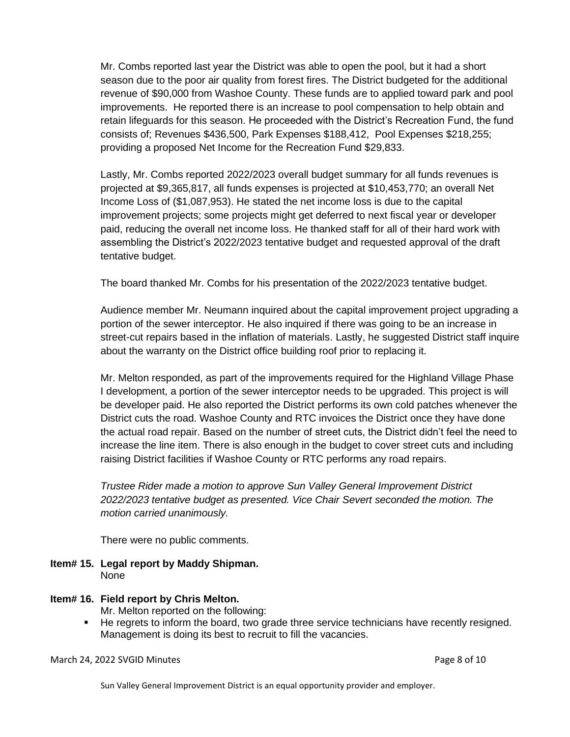Mr. Combs reported last year the District was able to open the pool, but it had a short season due to the poor air quality from forest fires. The District budgeted for the additional revenue of $90,000 from Washoe County. These funds are to applied toward park and pool improvements. He reported there is an increase to pool compensation to help obtain and retain lifeguards for this season. He proceeded with the District's Recreation Fund, the fund consists of; Revenues $436,500, Park Expenses $188,412, Pool Expenses $218,255; providing a proposed Net Income for the Recreation Fund $29,833.

Lastly, Mr. Combs reported 2022/2023 overall budget summary for all funds revenues is projected at $9,365,817, all funds expenses is projected at $10,453,770; an overall Net Income Loss of ($1,087,953). He stated the net income loss is due to the capital improvement projects; some projects might get deferred to next fiscal year or developer paid, reducing the overall net income loss. He thanked staff for all of their hard work with assembling the District's 2022/2023 tentative budget and requested approval of the draft tentative budget.

The board thanked Mr. Combs for his presentation of the 2022/2023 tentative budget.

Audience member Mr. Neumann inquired about the capital improvement project upgrading a portion of the sewer interceptor. He also inquired if there was going to be an increase in street-cut repairs based in the inflation of materials. Lastly, he suggested District staff inquire about the warranty on the District office building roof prior to replacing it.

Mr. Melton responded, as part of the improvements required for the Highland Village Phase I development, a portion of the sewer interceptor needs to be upgraded. This project is will be developer paid. He also reported the District performs its own cold patches whenever the District cuts the road. Washoe County and RTC invoices the District once they have done the actual road repair. Based on the number of street cuts, the District didn't feel the need to increase the line item. There is also enough in the budget to cover street cuts and including raising District facilities if Washoe County or RTC performs any road repairs.

*Trustee Rider made a motion to approve Sun Valley General Improvement District 2022/2023 tentative budget as presented. Vice Chair Severt seconded the motion. The motion carried unanimously.*

There were no public comments.

**Item# 15. Legal report by Maddy Shipman.**

None

**Item# 16. Field report by Chris Melton.**

Mr. Melton reported on the following:

- He regrets to inform the board, two grade three service technicians have recently resigned. Management is doing its best to recruit to fill the vacancies.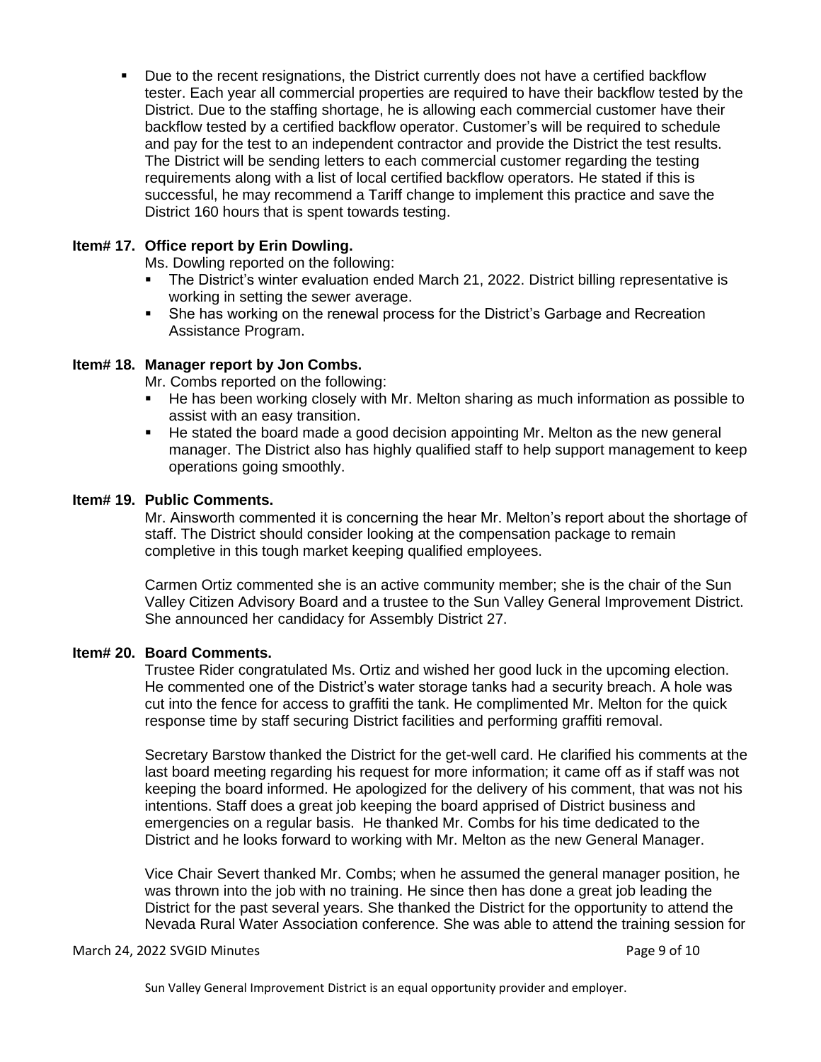- Due to the recent resignations, the District currently does not have a certified backflow tester. Each year all commercial properties are required to have their backflow tested by the District. Due to the staffing shortage, he is allowing each commercial customer have their backflow tested by a certified backflow operator. Customer's will be required to schedule and pay for the test to an independent contractor and provide the District the test results. The District will be sending letters to each commercial customer regarding the testing requirements along with a list of local certified backflow operators. He stated if this is successful, he may recommend a Tariff change to implement this practice and save the District 160 hours that is spent towards testing.

**Item# 17. Office report by Erin Dowling.**

Ms. Dowling reported on the following:

- The District's winter evaluation ended March 21, 2022. District billing representative is working in setting the sewer average.
- She has working on the renewal process for the District's Garbage and Recreation Assistance Program.

**Item# 18. Manager report by Jon Combs.**

Mr. Combs reported on the following:

- He has been working closely with Mr. Melton sharing as much information as possible to assist with an easy transition.
- He stated the board made a good decision appointing Mr. Melton as the new general manager. The District also has highly qualified staff to help support management to keep operations going smoothly.

**Item# 19. Public Comments.**

Mr. Ainsworth commented it is concerning the hear Mr. Melton's report about the shortage of staff. The District should consider looking at the compensation package to remain completive in this tough market keeping qualified employees.

Carmen Ortiz commented she is an active community member; she is the chair of the Sun Valley Citizen Advisory Board and a trustee to the Sun Valley General Improvement District. She announced her candidacy for Assembly District 27.

**Item# 20. Board Comments.**

Trustee Rider congratulated Ms. Ortiz and wished her good luck in the upcoming election. He commented one of the District's water storage tanks had a security breach. A hole was cut into the fence for access to graffiti the tank. He complimented Mr. Melton for the quick response time by staff securing District facilities and performing graffiti removal.

Secretary Barstow thanked the District for the get-well card. He clarified his comments at the last board meeting regarding his request for more information; it came off as if staff was not keeping the board informed. He apologized for the delivery of his comment, that was not his intentions. Staff does a great job keeping the board apprised of District business and emergencies on a regular basis. He thanked Mr. Combs for his time dedicated to the District and he looks forward to working with Mr. Melton as the new General Manager.

Vice Chair Severt thanked Mr. Combs; when he assumed the general manager position, he was thrown into the job with no training. He since then has done a great job leading the District for the past several years. She thanked the District for the opportunity to attend the Nevada Rural Water Association conference. She was able to attend the training session for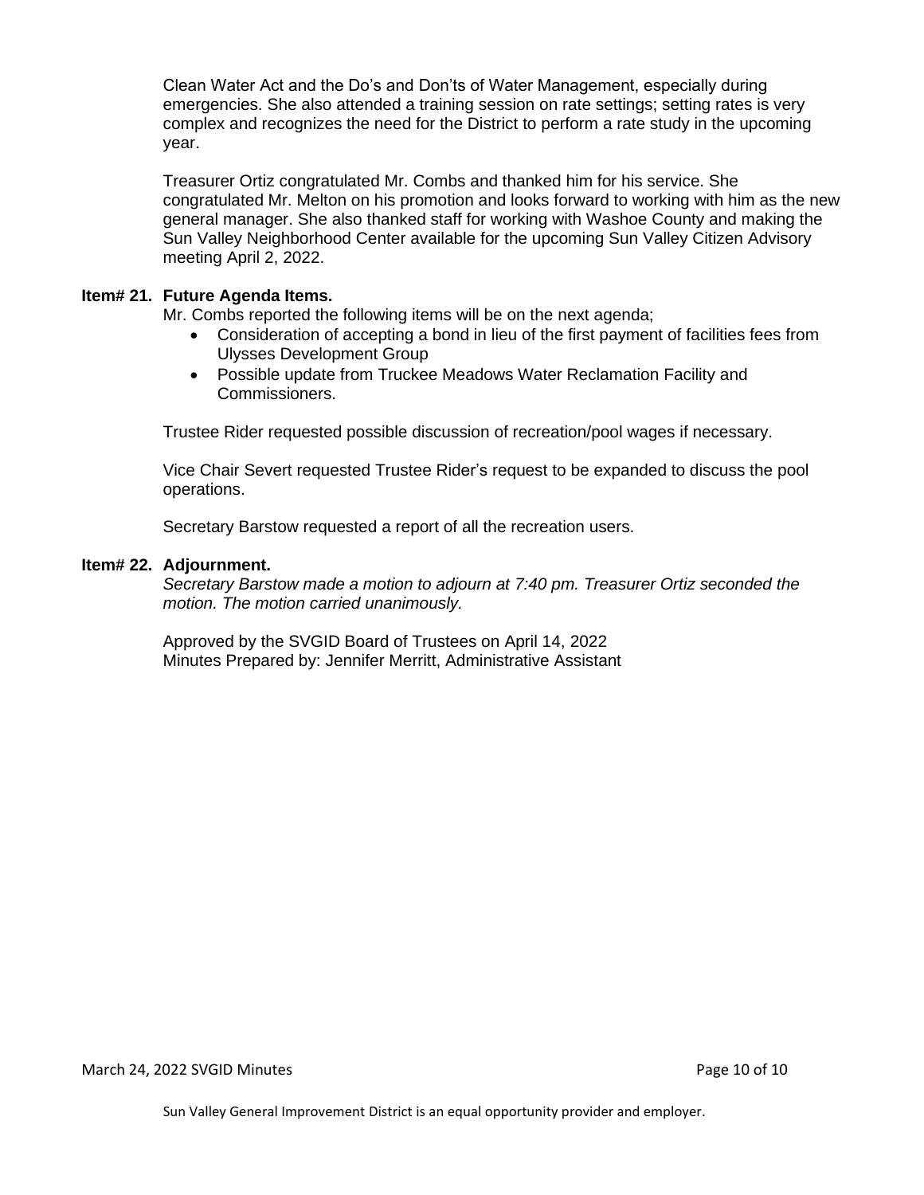Clean Water Act and the Do's and Don'ts of Water Management, especially during emergencies. She also attended a training session on rate settings; setting rates is very complex and recognizes the need for the District to perform a rate study in the upcoming year.

Treasurer Ortiz congratulated Mr. Combs and thanked him for his service. She congratulated Mr. Melton on his promotion and looks forward to working with him as the new general manager. She also thanked staff for working with Washoe County and making the Sun Valley Neighborhood Center available for the upcoming Sun Valley Citizen Advisory meeting April 2, 2022.

**Item# 21. Future Agenda Items.**

Mr. Combs reported the following items will be on the next agenda;

- Consideration of accepting a bond in lieu of the first payment of facilities fees from Ulysses Development Group
- Possible update from Truckee Meadows Water Reclamation Facility and Commissioners.

Trustee Rider requested possible discussion of recreation/pool wages if necessary.

Vice Chair Severt requested Trustee Rider's request to be expanded to discuss the pool operations.

Secretary Barstow requested a report of all the recreation users.

**Item# 22. Adjournment.**

*Secretary Barstow made a motion to adjourn at 7:40 pm. Treasurer Ortiz seconded the motion. The motion carried unanimously.*

Approved by the SVGID Board of Trustees on April 14, 2022
Minutes Prepared by: Jennifer Merritt, Administrative Assistant

Sun Valley General Improvement District is an equal opportunity provider and employer.